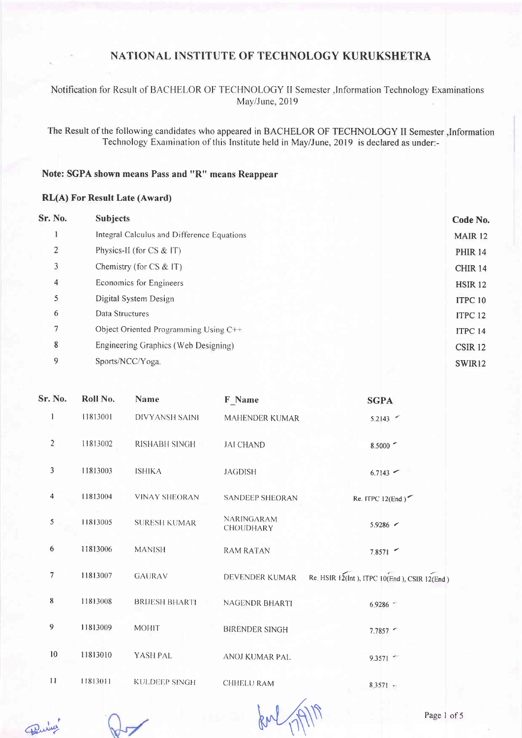# NATIONAL INSTITUTE OF TECHNOLOGY KURUKSHETRA

Notification for Result of BACHELOR OF TECHNOLOGY II Semester ,Information Technology Examinations May/June, 2019

The Result of the following candidates who appeared in BACHELOR OF TECHNOLOGY II Semester ,Information Technology Examination of this Institute held in May/June, 2019 is declared as under:-

**Note: SGPA shown means Pass and "R" means Reappear**

**RL(A) For Result Late (Award)**

| Sr. No. | Subjects | Code No. |
|---|---|---|
| 1 | Integral Calculus and Difference Equations | MAIR 12 |
| 2 | Physics-II (for CS & IT) | PHIR 14 |
| 3 | Chemistry (for CS & IT) | CHIR 14 |
| 4 | Economics for Engineers | HSIR 12 |
| 5 | Digital System Design | ITPC 10 |
| 6 | Data Structures | ITPC 12 |
| 7 | Object Oriented Programming Using C++ | ITPC 14 |
| 8 | Engineering Graphics (Web Designing) | CSIR 12 |
| 9 | Sports/NCC/Yoga. | SWIR12 |

| Sr. No. | Roll No. | Name | F_Name | SGPA |
|---|---|---|---|---|
| 1 | 11813001 | DIVYANSH SAINI | MAHENDER KUMAR | 5.2143 |
| 2 | 11813002 | RISHABH SINGH | JAI CHAND | 8.5000 |
| 3 | 11813003 | ISHIKA | JAGDISH | 6.7143 |
| 4 | 11813004 | VINAY SHEORAN | SANDEEP SHEORAN | Re. ITPC 12(End ) |
| 5 | 11813005 | SURESH KUMAR | NARINGARAM CHOUDHARY | 5.9286 |
| 6 | 11813006 | MANISH | RAM RATAN | 7.8571 |
| 7 | 11813007 | GAURAV | DEVENDER KUMAR | Re. HSIR 12(Int ), ITPC 10(End ), CSIR 12(End ) |
| 8 | 11813008 | BRIJESH BHARTI | NAGENDR BHARTI | 6.9286 |
| 9 | 11813009 | MOHIT | BIRENDER SINGH | 7.7857 |
| 10 | 11813010 | YASH PAL | ANOJ KUMAR PAL | 9.3571 |
| 11 | 11813011 | KULDEEP SINGH | CHHELU RAM | 8.3571 |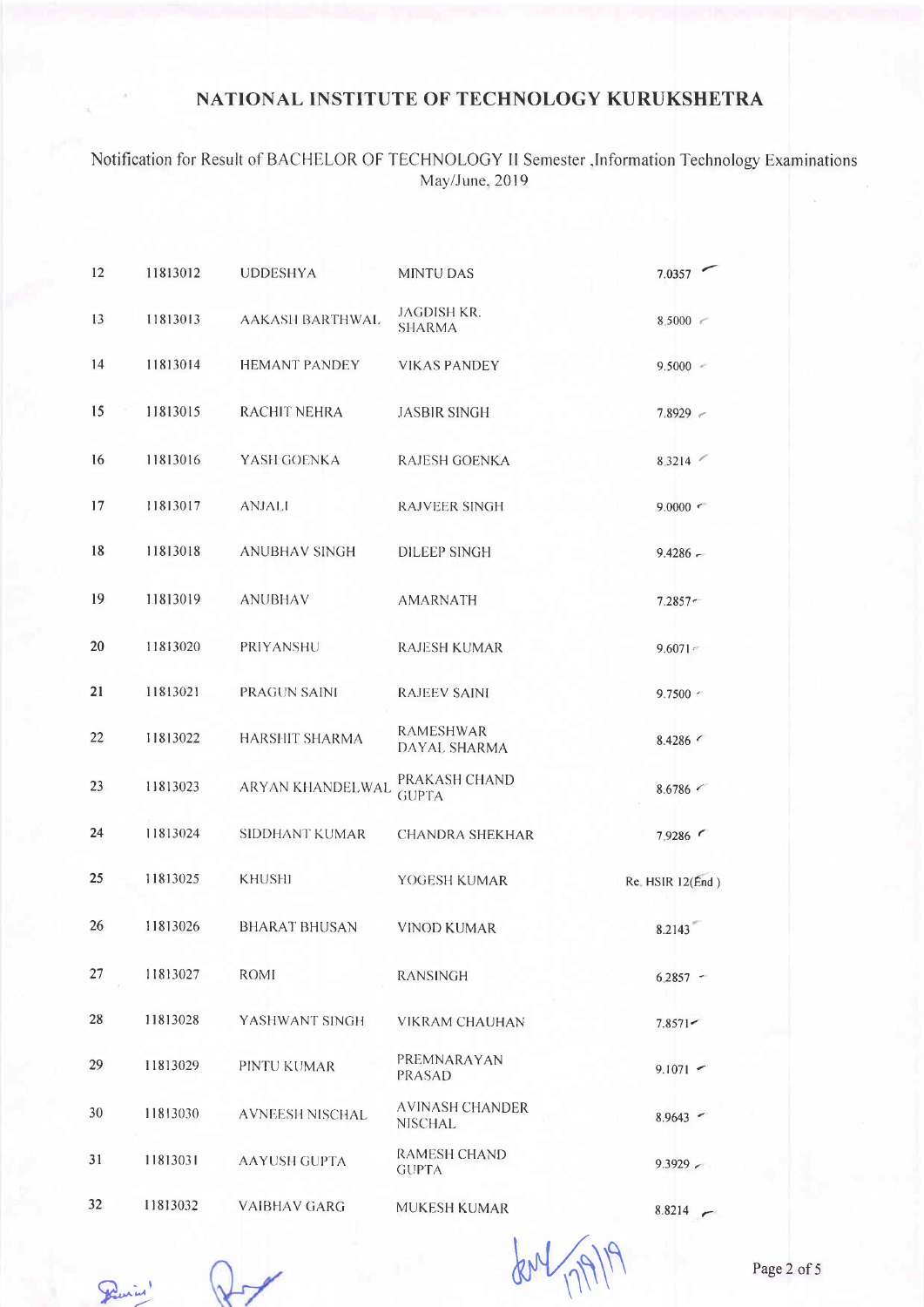# NATIONAL INSTITUTE OF TECHNOLOGY KURUKSHETRA

Notification for Result of BACHELOR OF TECHNOLOGY II Semester ,Information Technology Examinations May/June, 2019

| | | | | |
|---|---|---|---|---|
| 12 | 11813012 | UDDESHYA | MINTU DAS | 7.0357 |
| 13 | 11813013 | AAKASH BARTHWAL | JAGDISH KR. SHARMA | 8.5000 |
| 14 | 11813014 | HEMANT PANDEY | VIKAS PANDEY | 9.5000 |
| 15 | 11813015 | RACHIT NEHRA | JASBIR SINGH | 7.8929 |
| 16 | 11813016 | YASH GOENKA | RAJESH GOENKA | 8.3214 |
| 17 | 11813017 | ANJALI | RAJVEER SINGH | 9.0000 |
| 18 | 11813018 | ANUBHAV SINGH | DILEEP SINGH | 9.4286 |
| 19 | 11813019 | ANUBHAV | AMARNATH | 7.2857 |
| 20 | 11813020 | PRIYANSHU | RAJESH KUMAR | 9.6071 |
| 21 | 11813021 | PRAGUN SAINI | RAJEEV SAINI | 9.7500 |
| 22 | 11813022 | HARSHIT SHARMA | RAMESHWAR DAYAL SHARMA | 8.4286 |
| 23 | 11813023 | ARYAN KHANDELWAL | PRAKASH CHAND GUPTA | 8.6786 |
| 24 | 11813024 | SIDDHANT KUMAR | CHANDRA SHEKHAR | 7.9286 |
| 25 | 11813025 | KHUSHI | YOGESH KUMAR | Re. HSIR 12(End ) |
| 26 | 11813026 | BHARAT BHUSAN | VINOD KUMAR | 8.2143 |
| 27 | 11813027 | ROMI | RANSINGH | 6.2857 |
| 28 | 11813028 | YASHWANT SINGH | VIKRAM CHAUHAN | 7.8571 |
| 29 | 11813029 | PINTU KUMAR | PREMNARAYAN PRASAD | 9.1071 |
| 30 | 11813030 | AVNEESH NISCHAL | AVINASH CHANDER NISCHAL | 8.9643 |
| 31 | 11813031 | AAYUSH GUPTA | RAMESH CHAND GUPTA | 9.3929 |
| 32 | 11813032 | VAIBHAV GARG | MUKESH KUMAR | 8.8214 |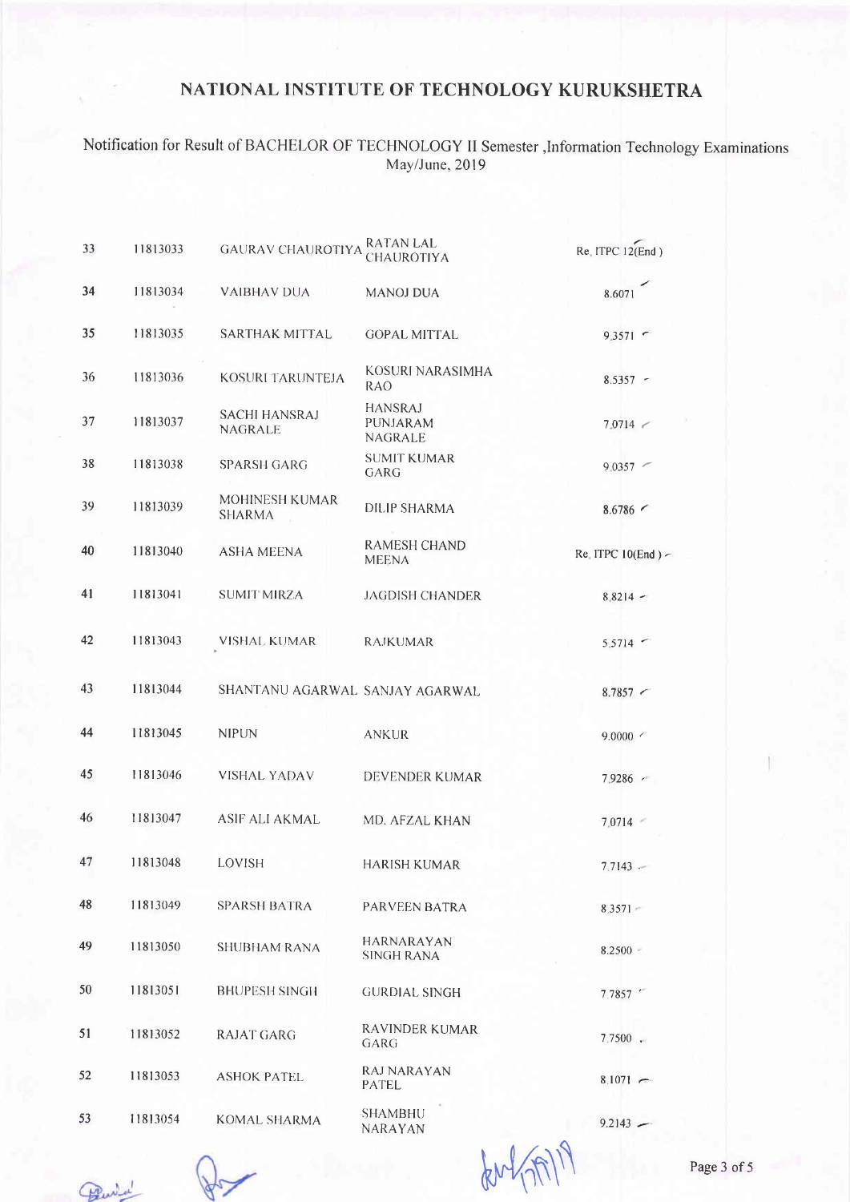# NATIONAL INSTITUTE OF TECHNOLOGY KURUKSHETRA

Notification for Result of BACHELOR OF TECHNOLOGY II Semester ,Information Technology Examinations May/June, 2019

| | | | | |
|---|---|---|---|---|
| 33 | 11813033 | GAURAV CHAUROTIYA | RATAN LAL CHAUROTIYA | Re, ITPC 12(End ) |
| 34 | 11813034 | VAIBHAV DUA | MANOJ DUA | 8.6071 |
| 35 | 11813035 | SARTHAK MITTAL | GOPAL MITTAL | 9.3571 |
| 36 | 11813036 | KOSURI TARUNTEJA | KOSURI NARASIMHA RAO | 8.5357 |
| 37 | 11813037 | SACHI HANSRAJ NAGRALE | HANSRAJ PUNJARAM NAGRALE | 7.0714 |
| 38 | 11813038 | SPARSH GARG | SUMIT KUMAR GARG | 9.0357 |
| 39 | 11813039 | MOHINESH KUMAR SHARMA | DILIP SHARMA | 8.6786 |
| 40 | 11813040 | ASHA MEENA | RAMESH CHAND MEENA | Re, ITPC 10(End ) |
| 41 | 11813041 | SUMIT MIRZA | JAGDISH CHANDER | 8.8214 |
| 42 | 11813043 | VISHAL KUMAR | RAJKUMAR | 5.5714 |
| 43 | 11813044 | SHANTANU AGARWAL | SANJAY AGARWAL | 8.7857 |
| 44 | 11813045 | NIPUN | ANKUR | 9.0000 |
| 45 | 11813046 | VISHAL YADAV | DEVENDER KUMAR | 7.9286 |
| 46 | 11813047 | ASIF ALI AKMAL | MD. AFZAL KHAN | 7.0714 |
| 47 | 11813048 | LOVISH | HARISH KUMAR | 7.7143 |
| 48 | 11813049 | SPARSH BATRA | PARVEEN BATRA | 8.3571 |
| 49 | 11813050 | SHUBHAM RANA | HARNARAYAN SINGH RANA | 8.2500 |
| 50 | 11813051 | BHUPESH SINGH | GURDIAL SINGH | 7.7857 |
| 51 | 11813052 | RAJAT GARG | RAVINDER KUMAR GARG | 7.7500 |
| 52 | 11813053 | ASHOK PATEL | RAJ NARAYAN PATEL | 8.1071 |
| 53 | 11813054 | KOMAL SHARMA | SHAMBHU NARAYAN | 9.2143 |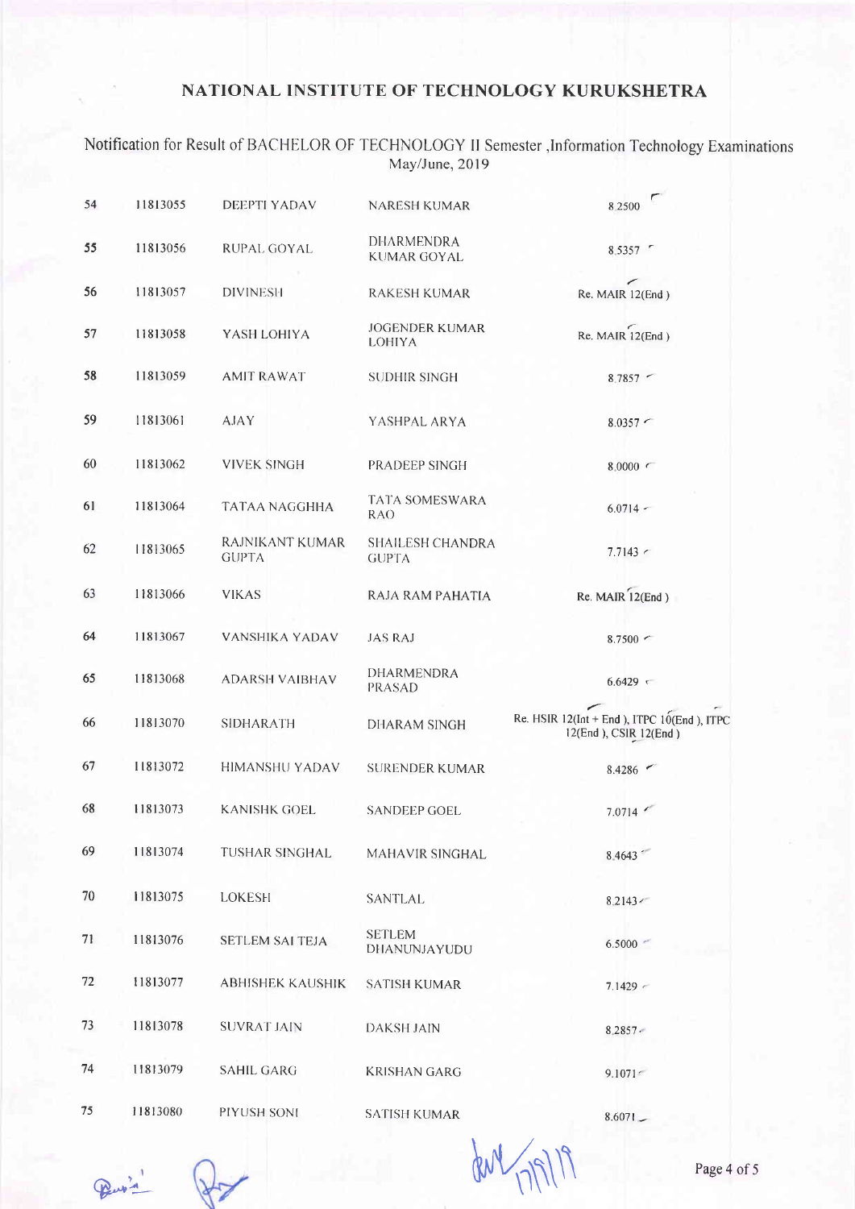# NATIONAL INSTITUTE OF TECHNOLOGY KURUKSHETRA

Notification for Result of BACHELOR OF TECHNOLOGY II Semester ,Information Technology Examinations May/June, 2019

| | | | | |
|---|---|---|---|---|
| 54 | 11813055 | DEEPTI YADAV | NARESH KUMAR | 8.2500 |
| 55 | 11813056 | RUPAL GOYAL | DHARMENDRA KUMAR GOYAL | 8.5357 |
| 56 | 11813057 | DIVINESH | RAKESH KUMAR | Re. MAIR 12(End ) |
| 57 | 11813058 | YASH LOHIYA | JOGENDER KUMAR LOHIYA | Re. MAIR 12(End ) |
| 58 | 11813059 | AMIT RAWAT | SUDHIR SINGH | 8.7857 |
| 59 | 11813061 | AJAY | YASHPAL ARYA | 8.0357 |
| 60 | 11813062 | VIVEK SINGH | PRADEEP SINGH | 8.0000 |
| 61 | 11813064 | TATAA NAGGHHA | TATA SOMESWARA RAO | 6.0714 |
| 62 | 11813065 | RAJNIKANT KUMAR GUPTA | SHAILESH CHANDRA GUPTA | 7.7143 |
| 63 | 11813066 | VIKAS | RAJA RAM PAHATIA | Re. MAIR 12(End ) |
| 64 | 11813067 | VANSHIKA YADAV | JAS RAJ | 8.7500 |
| 65 | 11813068 | ADARSH VAIBHAV | DHARMENDRA PRASAD | 6.6429 |
| 66 | 11813070 | SIDHARATH | DHARAM SINGH | Re. HSIR 12(Int + End ), ITPC 10(End ), ITPC 12(End ), CSIR 12(End ) |
| 67 | 11813072 | HIMANSHU YADAV | SURENDER KUMAR | 8.4286 |
| 68 | 11813073 | KANISHK GOEL | SANDEEP GOEL | 7.0714 |
| 69 | 11813074 | TUSHAR SINGHAL | MAHAVIR SINGHAL | 8.4643 |
| 70 | 11813075 | LOKESH | SANTLAL | 8.2143 |
| 71 | 11813076 | SETLEM SAI TEJA | SETLEM DHANUNJAYUDU | 6.5000 |
| 72 | 11813077 | ABHISHEK KAUSHIK | SATISH KUMAR | 7.1429 |
| 73 | 11813078 | SUVRAT JAIN | DAKSH JAIN | 8.2857 |
| 74 | 11813079 | SAHIL GARG | KRISHAN GARG | 9.1071 |
| 75 | 11813080 | PIYUSH SONI | SATISH KUMAR | 8.6071 |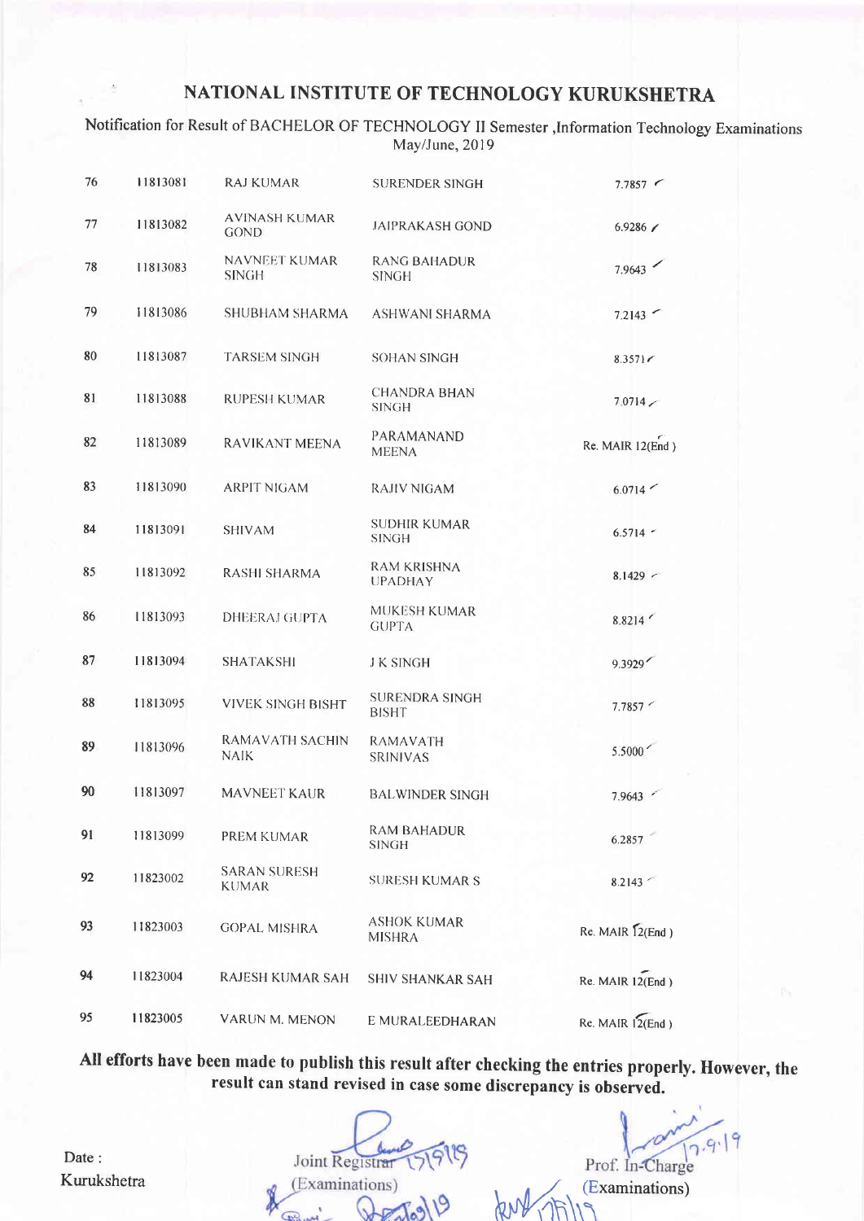# NATIONAL INSTITUTE OF TECHNOLOGY KURUKSHETRA

Notification for Result of BACHELOR OF TECHNOLOGY II Semester ,Information Technology Examinations May/June, 2019

| | | | | |
|---|---|---|---|---|
| 76 | 11813081 | RAJ KUMAR | SURENDER SINGH | 7.7857 |
| 77 | 11813082 | AVINASH KUMAR GOND | JAIPRAKASH GOND | 6.9286 |
| 78 | 11813083 | NAVNEET KUMAR SINGH | RANG BAHADUR SINGH | 7.9643 |
| 79 | 11813086 | SHUBHAM SHARMA | ASHWANI SHARMA | 7.2143 |
| 80 | 11813087 | TARSEM SINGH | SOHAN SINGH | 8.3571 |
| 81 | 11813088 | RUPESH KUMAR | CHANDRA BHAN SINGH | 7.0714 |
| 82 | 11813089 | RAVIKANT MEENA | PARAMANAND MEENA | Re. MAIR 12(End ) |
| 83 | 11813090 | ARPIT NIGAM | RAJIV NIGAM | 6.0714 |
| 84 | 11813091 | SHIVAM | SUDHIR KUMAR SINGH | 6.5714 |
| 85 | 11813092 | RASHI SHARMA | RAM KRISHNA UPADHAY | 8.1429 |
| 86 | 11813093 | DHEERAJ GUPTA | MUKESH KUMAR GUPTA | 8.8214 |
| 87 | 11813094 | SHATAKSHI | J K SINGH | 9.3929 |
| 88 | 11813095 | VIVEK SINGH BISHT | SURENDRA SINGH BISHT | 7.7857 |
| 89 | 11813096 | RAMAVATH SACHIN NAIK | RAMAVATH SRINIVAS | 5.5000 |
| 90 | 11813097 | MAVNEET KAUR | BALWINDER SINGH | 7.9643 |
| 91 | 11813099 | PREM KUMAR | RAM BAHADUR SINGH | 6.2857 |
| 92 | 11823002 | SARAN SURESH KUMAR | SURESH KUMAR S | 8.2143 |
| 93 | 11823003 | GOPAL MISHRA | ASHOK KUMAR MISHRA | Re. MAIR 12(End ) |
| 94 | 11823004 | RAJESH KUMAR SAH | SHIV SHANKAR SAH | Re. MAIR 12(End ) |
| 95 | 11823005 | VARUN M. MENON | E MURALEEDHARAN | Re. MAIR 12(End ) |

**All efforts have been made to publish this result after checking the entries properly. However, the result can stand revised in case some discrepancy is observed.**

Date :
Kurukshetra

Joint Registrar 17/9/19
(Examinations)

Prof. In-Charge 17.9.19
(Examinations)